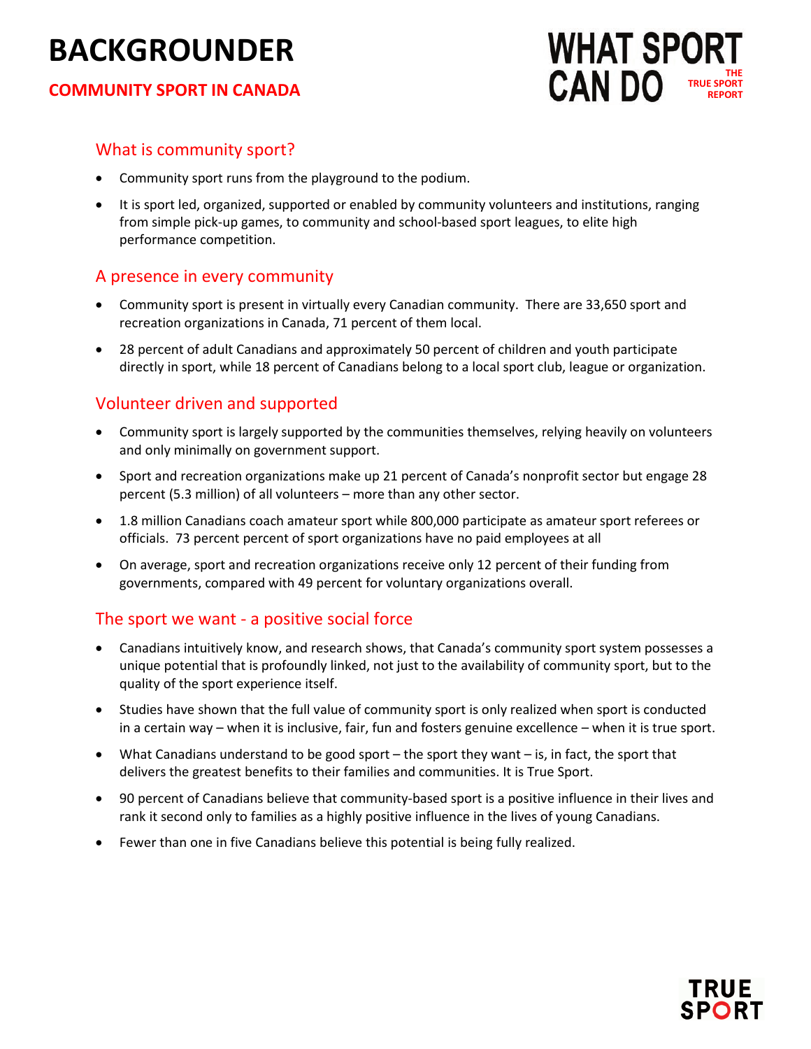# BACKGROUNDER

## COMMUNITY SPORT IN CANADA

WHAT SPORT CAN DO THE TRUE SPORT REPORT

### What is community sport?

- Community sport runs from the playground to the podium.
- It is sport led, organized, supported or enabled by community volunteers and institutions, ranging from simple pick-up games, to community and school-based sport leagues, to elite high performance competition.

### A presence in every community

- Community sport is present in virtually every Canadian community. There are 33,650 sport and recreation organizations in Canada, 71 percent of them local.
- 28 percent of adult Canadians and approximately 50 percent of children and youth participate directly in sport, while 18 percent of Canadians belong to a local sport club, league or organization.

### Volunteer driven and supported

- Community sport is largely supported by the communities themselves, relying heavily on volunteers and only minimally on government support.
- Sport and recreation organizations make up 21 percent of Canada's nonprofit sector but engage 28 percent (5.3 million) of all volunteers – more than any other sector.
- 1.8 million Canadians coach amateur sport while 800,000 participate as amateur sport referees or officials. 73 percent percent of sport organizations have no paid employees at all
- On average, sport and recreation organizations receive only 12 percent of their funding from governments, compared with 49 percent for voluntary organizations overall.

### The sport we want - a positive social force

- Canadians intuitively know, and research shows, that Canada's community sport system possesses a unique potential that is profoundly linked, not just to the availability of community sport, but to the quality of the sport experience itself.
- Studies have shown that the full value of community sport is only realized when sport is conducted in a certain way – when it is inclusive, fair, fun and fosters genuine excellence – when it is true sport.
- What Canadians understand to be good sport – the sport they want – is, in fact, the sport that delivers the greatest benefits to their families and communities. It is True Sport.
- 90 percent of Canadians believe that community-based sport is a positive influence in their lives and rank it second only to families as a highly positive influence in the lives of young Canadians.
- Fewer than one in five Canadians believe this potential is being fully realized.

TRUE SPORT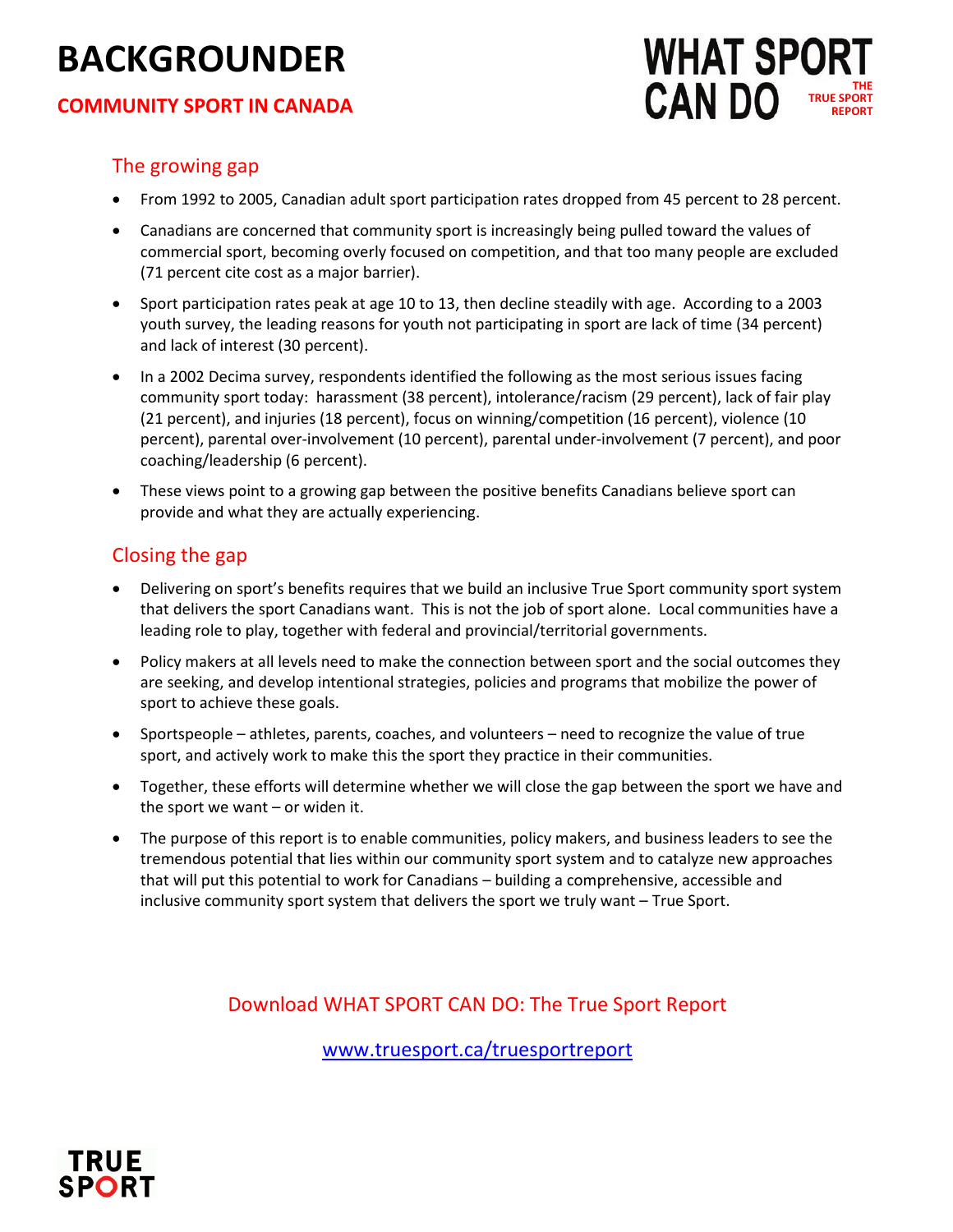# BACKGROUNDER

**COMMUNITY SPORT IN CANADA**

**WHAT SPORT CAN DO** THE TRUE SPORT REPORT

## The growing gap

- From 1992 to 2005, Canadian adult sport participation rates dropped from 45 percent to 28 percent.
- Canadians are concerned that community sport is increasingly being pulled toward the values of commercial sport, becoming overly focused on competition, and that too many people are excluded (71 percent cite cost as a major barrier).
- Sport participation rates peak at age 10 to 13, then decline steadily with age. According to a 2003 youth survey, the leading reasons for youth not participating in sport are lack of time (34 percent) and lack of interest (30 percent).
- In a 2002 Decima survey, respondents identified the following as the most serious issues facing community sport today: harassment (38 percent), intolerance/racism (29 percent), lack of fair play (21 percent), and injuries (18 percent), focus on winning/competition (16 percent), violence (10 percent), parental over-involvement (10 percent), parental under-involvement (7 percent), and poor coaching/leadership (6 percent).
- These views point to a growing gap between the positive benefits Canadians believe sport can provide and what they are actually experiencing.

## Closing the gap

- Delivering on sport's benefits requires that we build an inclusive True Sport community sport system that delivers the sport Canadians want. This is not the job of sport alone. Local communities have a leading role to play, together with federal and provincial/territorial governments.
- Policy makers at all levels need to make the connection between sport and the social outcomes they are seeking, and develop intentional strategies, policies and programs that mobilize the power of sport to achieve these goals.
- Sportspeople – athletes, parents, coaches, and volunteers – need to recognize the value of true sport, and actively work to make this the sport they practice in their communities.
- Together, these efforts will determine whether we will close the gap between the sport we have and the sport we want – or widen it.
- The purpose of this report is to enable communities, policy makers, and business leaders to see the tremendous potential that lies within our community sport system and to catalyze new approaches that will put this potential to work for Canadians – building a comprehensive, accessible and inclusive community sport system that delivers the sport we truly want – True Sport.

Download WHAT SPORT CAN DO: The True Sport Report

[www.truesport.ca/truesportreport](http://www.truesport.ca/truesportreport)

TRUE SPORT